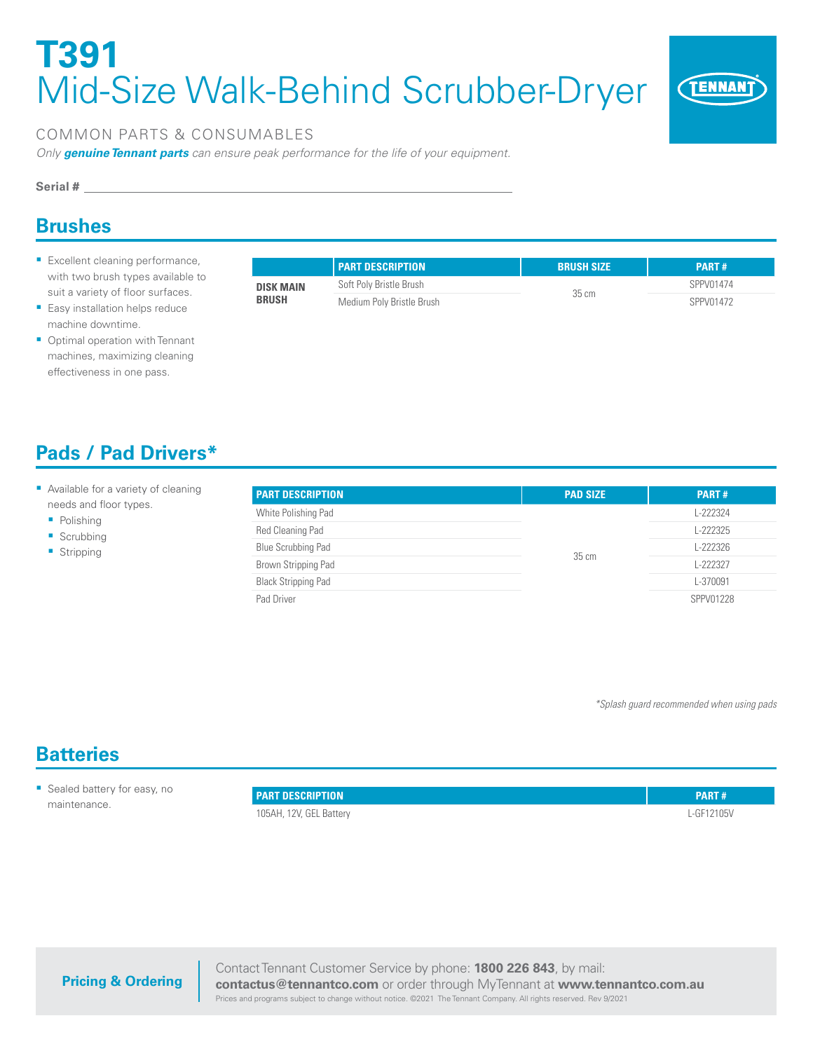# T391

## Mid-Size Walk-Behind Scrubber-Dryer

COMMON PARTS & CONSUMABLES

*Only **genuine Tennant parts** can ensure peak performance for the life of your equipment.*

**Serial #** ______________________________

## Brushes

- Excellent cleaning performance, with two brush types available to suit a variety of floor surfaces.
- Easy installation helps reduce machine downtime.
- Optimal operation with Tennant machines, maximizing cleaning effectiveness in one pass.

| | PART DESCRIPTION | BRUSH SIZE | PART # |
|---|---|---|---|
| **DISK MAIN BRUSH** | Soft Poly Bristle Brush | 35 cm | SPPV01474 |
| | Medium Poly Bristle Brush | | SPPV01472 |

## Pads / Pad Drivers*

- Available for a variety of cleaning needs and floor types.
  - Polishing
  - Scrubbing
  - Stripping

| PART DESCRIPTION | PAD SIZE | PART # |
|---|---|---|
| White Polishing Pad | 35 cm | L-222324 |
| Red Cleaning Pad | | L-222325 |
| Blue Scrubbing Pad | | L-222326 |
| Brown Stripping Pad | | L-222327 |
| Black Stripping Pad | | L-370091 |
| Pad Driver | | SPPV01228 |

*\*Splash guard recommended when using pads*

## Batteries

- Sealed battery for easy, no maintenance.

| PART DESCRIPTION | PART # |
|---|---|
| 105AH, 12V, GEL Battery | L-GF12105V |

**Pricing & Ordering**

Contact Tennant Customer Service by phone: **1800 226 843**, by mail: **contactus@tennantco.com** or order through MyTennant at **www.tennantco.com.au**

Prices and programs subject to change without notice. ©2021 The Tennant Company. All rights reserved. Rev 9/2021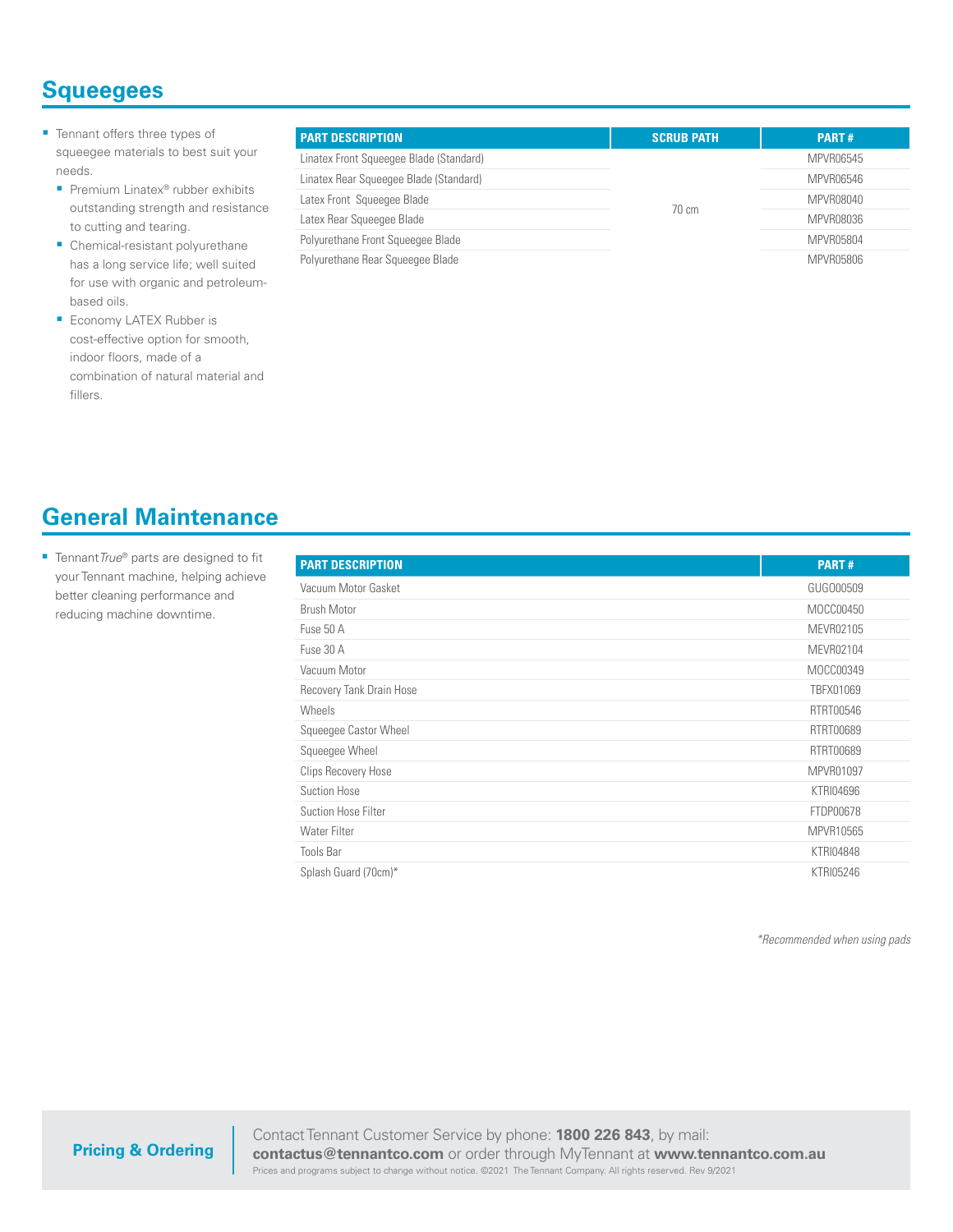## Squeegees

- Tennant offers three types of squeegee materials to best suit your needs.
  - Premium Linatex® rubber exhibits outstanding strength and resistance to cutting and tearing.
  - Chemical-resistant polyurethane has a long service life; well suited for use with organic and petroleum-based oils.
  - Economy LATEX Rubber is cost-effective option for smooth, indoor floors, made of a combination of natural material and fillers.

| PART DESCRIPTION | SCRUB PATH | PART # |
|---|---|---|
| Linatex Front Squeegee Blade (Standard) | 70 cm | MPVR06545 |
| Linatex Rear Squeegee Blade (Standard) | | MPVR06546 |
| Latex Front Squeegee Blade | | MPVR08040 |
| Latex Rear Squeegee Blade | | MPVR08036 |
| Polyurethane Front Squeegee Blade | | MPVR05804 |
| Polyurethane Rear Squeegee Blade | | MPVR05806 |

## General Maintenance

- Tennant *True*® parts are designed to fit your Tennant machine, helping achieve better cleaning performance and reducing machine downtime.

| PART DESCRIPTION | PART # |
|---|---|
| Vacuum Motor Gasket | GUGO00509 |
| Brush Motor | MOCC00450 |
| Fuse 50 A | MEVR02105 |
| Fuse 30 A | MEVR02104 |
| Vacuum Motor | MOCC00349 |
| Recovery Tank Drain Hose | TBFX01069 |
| Wheels | RTRT00546 |
| Squeegee Castor Wheel | RTRT00689 |
| Squeegee Wheel | RTRT00689 |
| Clips Recovery Hose | MPVR01097 |
| Suction Hose | KTRI04696 |
| Suction Hose Filter | FTDP00678 |
| Water Filter | MPVR10565 |
| Tools Bar | KTRI04848 |
| Splash Guard (70cm)* | KTRI05246 |

*\*Recommended when using pads*

**Pricing & Ordering**

Contact Tennant Customer Service by phone: **1800 226 843**, by mail: **contactus@tennantco.com** or order through MyTennant at **www.tennantco.com.au**

Prices and programs subject to change without notice. ©2021 The Tennant Company. All rights reserved. Rev 9/2021